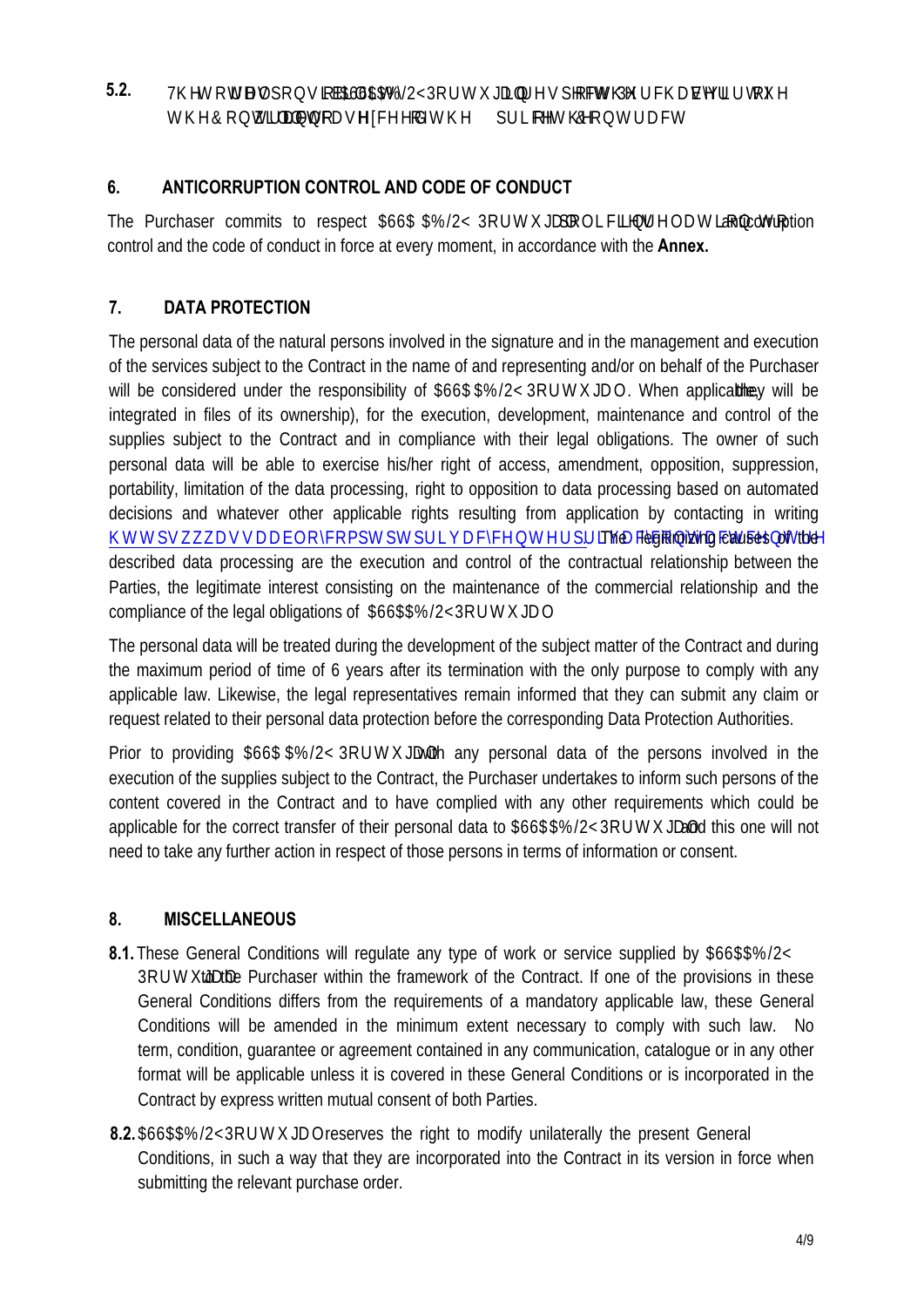**5.2.** The total responsibility of ASSA ABLOY Portugal in respect to the Purchaser by virtue of the Contract will not exceed the price of the Contract.

## 6. ANTICORRUPTION CONTROL AND CODE OF CONDUCT

The Purchaser commits to respect ASSA ABLOY Portugal policies relating to anticorruption control and the code of conduct in force at every moment, in accordance with the **Annex.**

## 7. DATA PROTECTION

The personal data of the natural persons involved in the signature and in the management and execution of the services subject to the Contract in the name of and representing and/or on behalf of the Purchaser will be considered under the responsibility of ASSA ABLOY Portugal. When applicable, they will be integrated in files of its ownership), for the execution, development, maintenance and control of the supplies subject to the Contract and in compliance with their legal obligations. The owner of such personal data will be able to exercise his/her right of access, amendment, opposition, suppression, portability, limitation of the data processing, right to opposition to data processing based on automated decisions and whatever other applicable rights resulting from application by contacting in writing https://www.assaabloy.com/pt/pt/privacycenter/pr. The legitimizing causes of the described data processing are the execution and control of the contractual relationship between the Parties, the legitimate interest consisting on the maintenance of the commercial relationship and the compliance of the legal obligations of ASSA ABLOY Portugal.

The personal data will be treated during the development of the subject matter of the Contract and during the maximum period of time of 6 years after its termination with the only purpose to comply with any applicable law. Likewise, the legal representatives remain informed that they can submit any claim or request related to their personal data protection before the corresponding Data Protection Authorities.

Prior to providing ASSA ABLOY Portugal with any personal data of the persons involved in the execution of the supplies subject to the Contract, the Purchaser undertakes to inform such persons of the content covered in the Contract and to have complied with any other requirements which could be applicable for the correct transfer of their personal data to ASSA ABLOY Portugal and this one will not need to take any further action in respect of those persons in terms of information or consent.

## 8. MISCELLANEOUS

**8.1.** These General Conditions will regulate any type of work or service supplied by ASSA ABLOY Portugal to the Purchaser within the framework of the Contract. If one of the provisions in these General Conditions differs from the requirements of a mandatory applicable law, these General Conditions will be amended in the minimum extent necessary to comply with such law. No term, condition, guarantee or agreement contained in any communication, catalogue or in any other format will be applicable unless it is covered in these General Conditions or is incorporated in the Contract by express written mutual consent of both Parties.

**8.2.** ASSA ABLOY Portugal reserves the right to modify unilaterally the present General Conditions, in such a way that they are incorporated into the Contract in its version in force when submitting the relevant purchase order.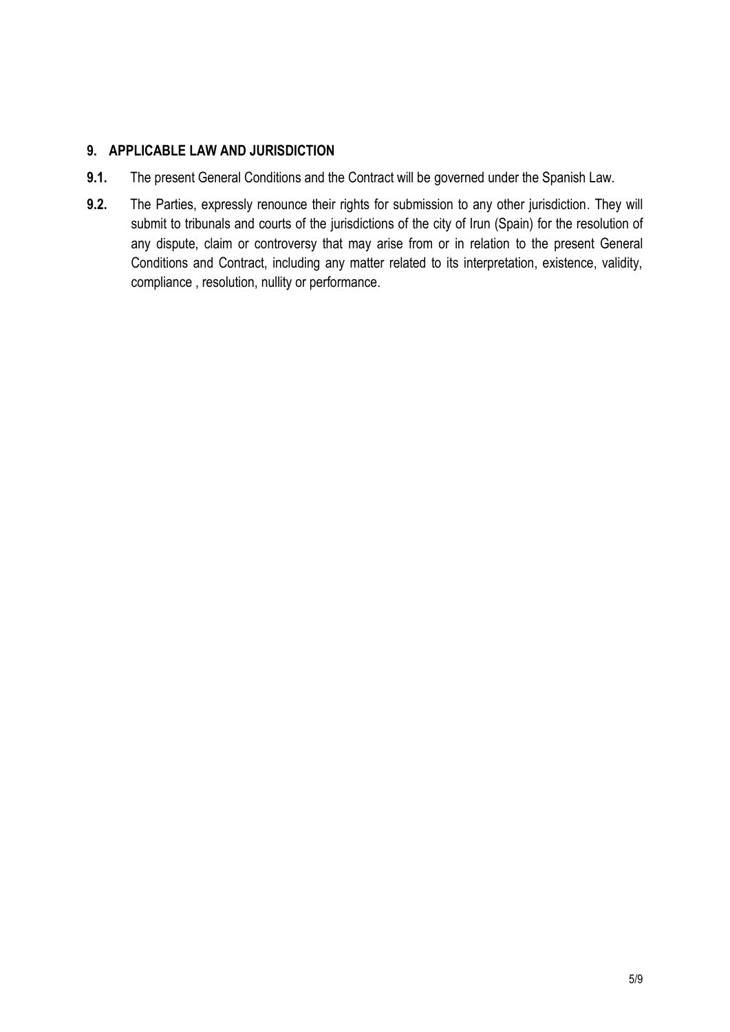## 9. APPLICABLE LAW AND JURISDICTION

**9.1.** The present General Conditions and the Contract will be governed under the Spanish Law.

**9.2.** The Parties, expressly renounce their rights for submission to any other jurisdiction. They will submit to tribunals and courts of the jurisdictions of the city of Irun (Spain) for the resolution of any dispute, claim or controversy that may arise from or in relation to the present General Conditions and Contract, including any matter related to its interpretation, existence, validity, compliance , resolution, nullity or performance.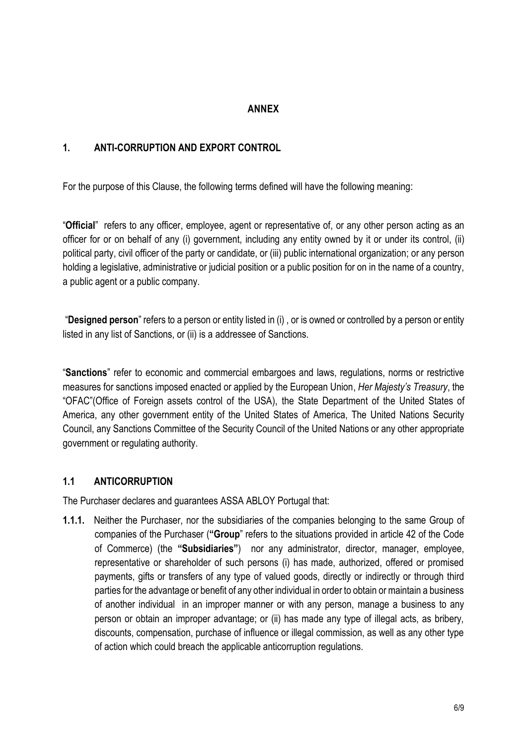# ANNEX

## 1. ANTI-CORRUPTION AND EXPORT CONTROL

For the purpose of this Clause, the following terms defined will have the following meaning:

"**Official**" refers to any officer, employee, agent or representative of, or any other person acting as an officer for or on behalf of any (i) government, including any entity owned by it or under its control, (ii) political party, civil officer of the party or candidate, or (iii) public international organization; or any person holding a legislative, administrative or judicial position or a public position for on in the name of a country, a public agent or a public company.

"**Designed person**" refers to a person or entity listed in (i) , or is owned or controlled by a person or entity listed in any list of Sanctions, or (ii) is a addressee of Sanctions.

"**Sanctions**" refer to economic and commercial embargoes and laws, regulations, norms or restrictive measures for sanctions imposed enacted or applied by the European Union, *Her Majesty's Treasury*, the "OFAC"(Office of Foreign assets control of the USA), the State Department of the United States of America, any other government entity of the United States of America, The United Nations Security Council, any Sanctions Committee of the Security Council of the United Nations or any other appropriate government or regulating authority.

### 1.1 ANTICORRUPTION

The Purchaser declares and guarantees ASSA ABLOY Portugal that:

**1.1.1.** Neither the Purchaser, nor the subsidiaries of the companies belonging to the same Group of companies of the Purchaser (**"Group**" refers to the situations provided in article 42 of the Code of Commerce) (the **"Subsidiaries"**) nor any administrator, director, manager, employee, representative or shareholder of such persons (i) has made, authorized, offered or promised payments, gifts or transfers of any type of valued goods, directly or indirectly or through third parties for the advantage or benefit of any other individual in order to obtain or maintain a business of another individual in an improper manner or with any person, manage a business to any person or obtain an improper advantage; or (ii) has made any type of illegal acts, as bribery, discounts, compensation, purchase of influence or illegal commission, as well as any other type of action which could breach the applicable anticorruption regulations.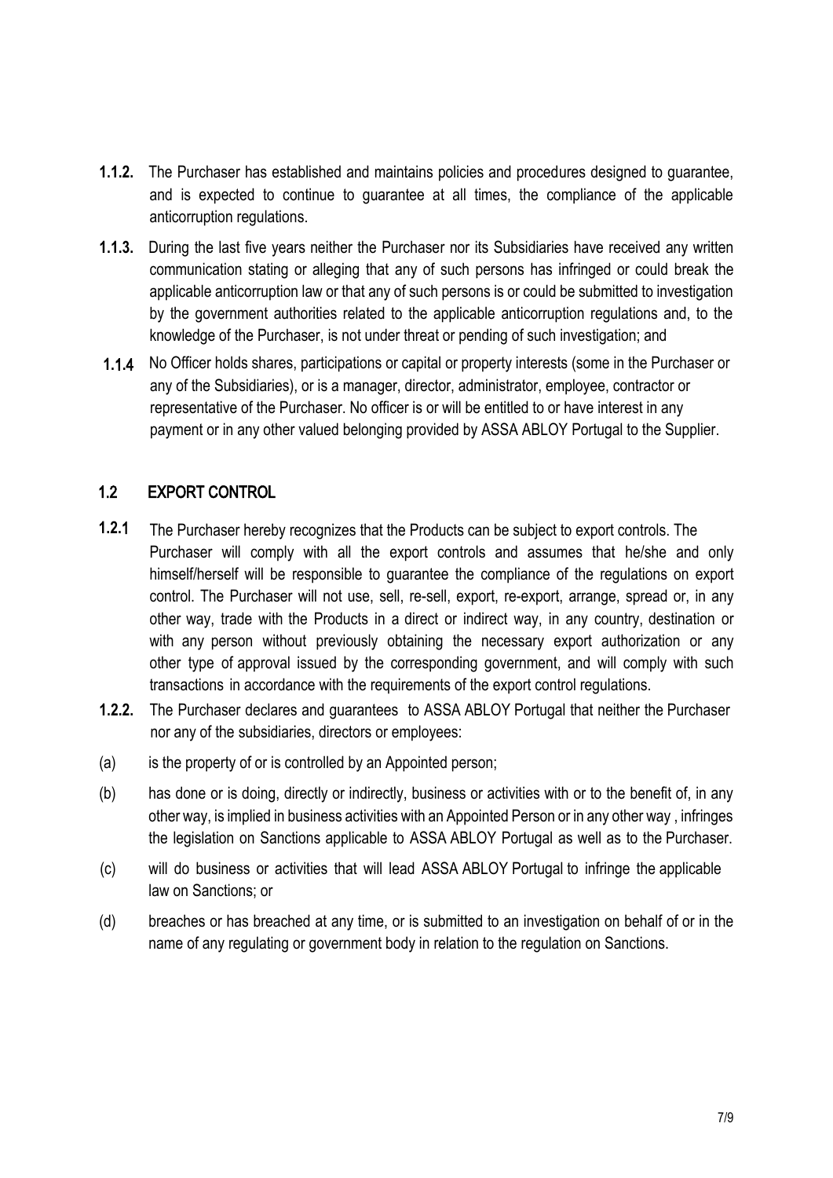**1.1.2.** The Purchaser has established and maintains policies and procedures designed to guarantee, and is expected to continue to guarantee at all times, the compliance of the applicable anticorruption regulations.

**1.1.3.** During the last five years neither the Purchaser nor its Subsidiaries have received any written communication stating or alleging that any of such persons has infringed or could break the applicable anticorruption law or that any of such persons is or could be submitted to investigation by the government authorities related to the applicable anticorruption regulations and, to the knowledge of the Purchaser, is not under threat or pending of such investigation; and

**1.1.4** No Officer holds shares, participations or capital or property interests (some in the Purchaser or any of the Subsidiaries), or is a manager, director, administrator, employee, contractor or representative of the Purchaser. No officer is or will be entitled to or have interest in any payment or in any other valued belonging provided by ASSA ABLOY Portugal to the Supplier.

## 1.2 EXPORT CONTROL

**1.2.1** The Purchaser hereby recognizes that the Products can be subject to export controls. The Purchaser will comply with all the export controls and assumes that he/she and only himself/herself will be responsible to guarantee the compliance of the regulations on export control. The Purchaser will not use, sell, re-sell, export, re-export, arrange, spread or, in any other way, trade with the Products in a direct or indirect way, in any country, destination or with any person without previously obtaining the necessary export authorization or any other type of approval issued by the corresponding government, and will comply with such transactions in accordance with the requirements of the export control regulations.

**1.2.2.** The Purchaser declares and guarantees to ASSA ABLOY Portugal that neither the Purchaser nor any of the subsidiaries, directors or employees:

(a) is the property of or is controlled by an Appointed person;

(b) has done or is doing, directly or indirectly, business or activities with or to the benefit of, in any other way, is implied in business activities with an Appointed Person or in any other way , infringes the legislation on Sanctions applicable to ASSA ABLOY Portugal as well as to the Purchaser.

(c) will do business or activities that will lead ASSA ABLOY Portugal to infringe the applicable law on Sanctions; or

(d) breaches or has breached at any time, or is submitted to an investigation on behalf of or in the name of any regulating or government body in relation to the regulation on Sanctions.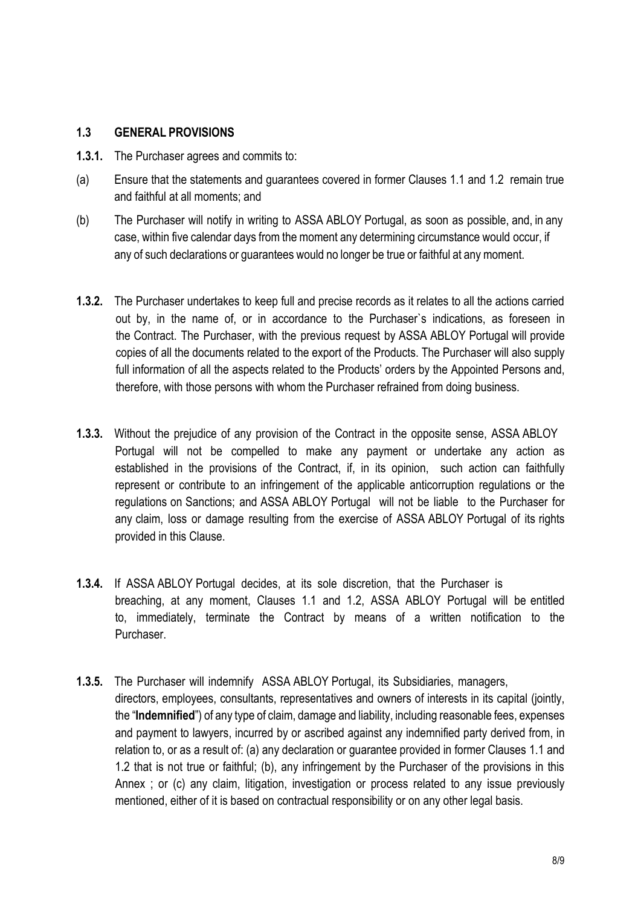## 1.3 GENERAL PROVISIONS

**1.3.1.** The Purchaser agrees and commits to:

(a) Ensure that the statements and guarantees covered in former Clauses 1.1 and 1.2 remain true and faithful at all moments; and

(b) The Purchaser will notify in writing to ASSA ABLOY Portugal, as soon as possible, and, in any case, within five calendar days from the moment any determining circumstance would occur, if any of such declarations or guarantees would no longer be true or faithful at any moment.

**1.3.2.** The Purchaser undertakes to keep full and precise records as it relates to all the actions carried out by, in the name of, or in accordance to the Purchaser`s indications, as foreseen in the Contract. The Purchaser, with the previous request by ASSA ABLOY Portugal will provide copies of all the documents related to the export of the Products. The Purchaser will also supply full information of all the aspects related to the Products' orders by the Appointed Persons and, therefore, with those persons with whom the Purchaser refrained from doing business.

**1.3.3.** Without the prejudice of any provision of the Contract in the opposite sense, ASSA ABLOY Portugal will not be compelled to make any payment or undertake any action as established in the provisions of the Contract, if, in its opinion, such action can faithfully represent or contribute to an infringement of the applicable anticorruption regulations or the regulations on Sanctions; and ASSA ABLOY Portugal will not be liable to the Purchaser for any claim, loss or damage resulting from the exercise of ASSA ABLOY Portugal of its rights provided in this Clause.

**1.3.4.** If ASSA ABLOY Portugal decides, at its sole discretion, that the Purchaser is breaching, at any moment, Clauses 1.1 and 1.2, ASSA ABLOY Portugal will be entitled to, immediately, terminate the Contract by means of a written notification to the Purchaser.

**1.3.5.** The Purchaser will indemnify ASSA ABLOY Portugal, its Subsidiaries, managers, directors, employees, consultants, representatives and owners of interests in its capital (jointly, the "**Indemnified**") of any type of claim, damage and liability, including reasonable fees, expenses and payment to lawyers, incurred by or ascribed against any indemnified party derived from, in relation to, or as a result of: (a) any declaration or guarantee provided in former Clauses 1.1 and 1.2 that is not true or faithful; (b), any infringement by the Purchaser of the provisions in this Annex ; or (c) any claim, litigation, investigation or process related to any issue previously mentioned, either of it is based on contractual responsibility or on any other legal basis.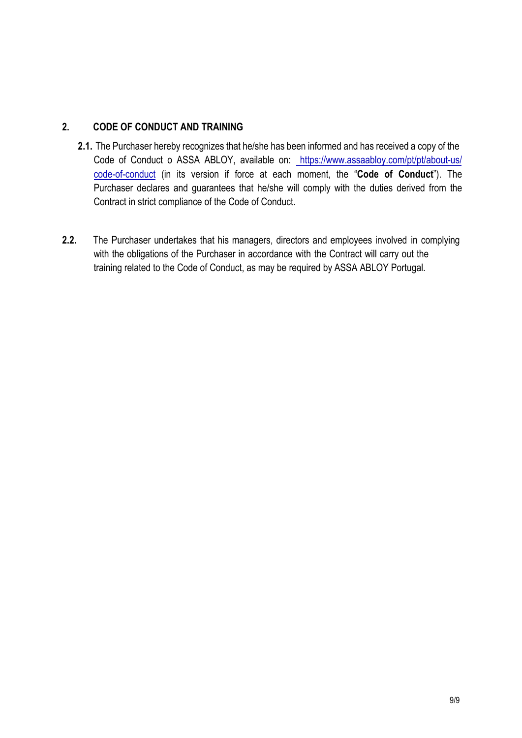## 2. CODE OF CONDUCT AND TRAINING

**2.1.** The Purchaser hereby recognizes that he/she has been informed and has received a copy of the Code of Conduct o ASSA ABLOY, available on: https://www.assaabloy.com/pt/pt/about-us/code-of-conduct (in its version if force at each moment, the "**Code of Conduct**"). The Purchaser declares and guarantees that he/she will comply with the duties derived from the Contract in strict compliance of the Code of Conduct.

**2.2.** The Purchaser undertakes that his managers, directors and employees involved in complying with the obligations of the Purchaser in accordance with the Contract will carry out the training related to the Code of Conduct, as may be required by ASSA ABLOY Portugal.